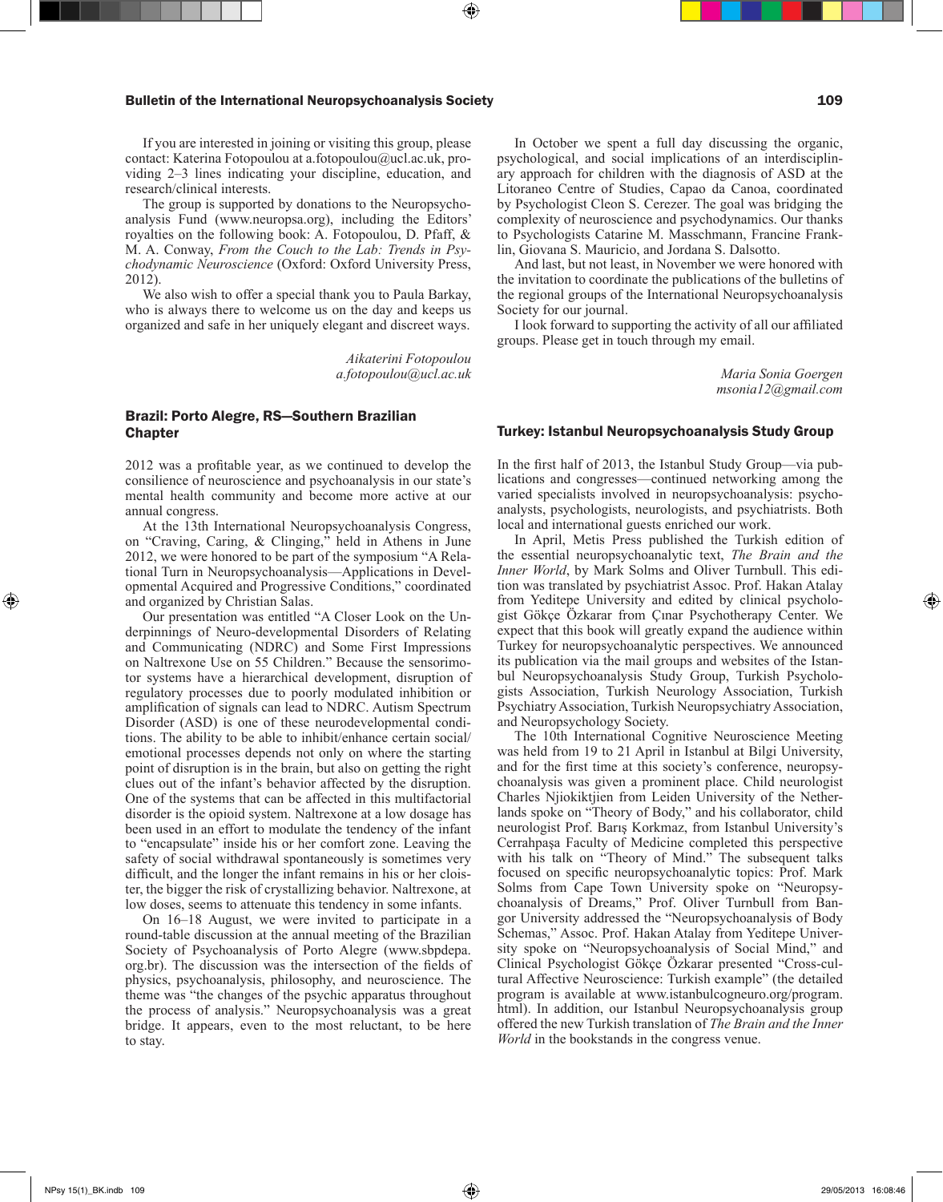If you are interested in joining or visiting this group, please contact: Katerina Fotopoulou at a.fotopoulou@ucl.ac.uk, providing 2–3 lines indicating your discipline, education, and research/clinical interests.

The group is supported by donations to the Neuropsychoanalysis Fund (www.neuropsa.org), including the Editors' royalties on the following book: A. Fotopoulou, D. Pfaff, & M. A. Conway, *From the Couch to the Lab: Trends in Psychodynamic Neuroscience* (Oxford: Oxford University Press, 2012).

We also wish to offer a special thank you to Paula Barkay, who is always there to welcome us on the day and keeps us organized and safe in her uniquely elegant and discreet ways.

*Aikaterini Fotopoulou*
*a.fotopoulou@ucl.ac.uk*

### Brazil: Porto Alegre, RS—Southern Brazilian Chapter

2012 was a profitable year, as we continued to develop the consilience of neuroscience and psychoanalysis in our state's mental health community and become more active at our annual congress.

At the 13th International Neuropsychoanalysis Congress, on "Craving, Caring, & Clinging," held in Athens in June 2012, we were honored to be part of the symposium "A Relational Turn in Neuropsychoanalysis—Applications in Developmental Acquired and Progressive Conditions," coordinated and organized by Christian Salas.

Our presentation was entitled "A Closer Look on the Underpinnings of Neuro-developmental Disorders of Relating and Communicating (NDRC) and Some First Impressions on Naltrexone Use on 55 Children." Because the sensorimotor systems have a hierarchical development, disruption of regulatory processes due to poorly modulated inhibition or amplification of signals can lead to NDRC. Autism Spectrum Disorder (ASD) is one of these neurodevelopmental conditions. The ability to be able to inhibit/enhance certain social/emotional processes depends not only on where the starting point of disruption is in the brain, but also on getting the right clues out of the infant's behavior affected by the disruption. One of the systems that can be affected in this multifactorial disorder is the opioid system. Naltrexone at a low dosage has been used in an effort to modulate the tendency of the infant to "encapsulate" inside his or her comfort zone. Leaving the safety of social withdrawal spontaneously is sometimes very difficult, and the longer the infant remains in his or her cloister, the bigger the risk of crystallizing behavior. Naltrexone, at low doses, seems to attenuate this tendency in some infants.

On 16–18 August, we were invited to participate in a round-table discussion at the annual meeting of the Brazilian Society of Psychoanalysis of Porto Alegre (www.sbpdepa.org.br). The discussion was the intersection of the fields of physics, psychoanalysis, philosophy, and neuroscience. The theme was "the changes of the psychic apparatus throughout the process of analysis." Neuropsychoanalysis was a great bridge. It appears, even to the most reluctant, to be here to stay.

In October we spent a full day discussing the organic, psychological, and social implications of an interdisciplinary approach for children with the diagnosis of ASD at the Litoraneo Centre of Studies, Capao da Canoa, coordinated by Psychologist Cleon S. Cerezer. The goal was bridging the complexity of neuroscience and psychodynamics. Our thanks to Psychologists Catarine M. Masschmann, Francine Franklin, Giovana S. Mauricio, and Jordana S. Dalsotto.

And last, but not least, in November we were honored with the invitation to coordinate the publications of the bulletins of the regional groups of the International Neuropsychoanalysis Society for our journal.

I look forward to supporting the activity of all our affiliated groups. Please get in touch through my email.

*Maria Sonia Goergen*
*msonia12@gmail.com*

### Turkey: Istanbul Neuropsychoanalysis Study Group

In the first half of 2013, the Istanbul Study Group—via publications and congresses—continued networking among the varied specialists involved in neuropsychoanalysis: psychoanalysts, psychologists, neurologists, and psychiatrists. Both local and international guests enriched our work.

In April, Metis Press published the Turkish edition of the essential neuropsychoanalytic text, *The Brain and the Inner World*, by Mark Solms and Oliver Turnbull. This edition was translated by psychiatrist Assoc. Prof. Hakan Atalay from Yeditepe University and edited by clinical psychologist Gökçe Özkarar from Çınar Psychotherapy Center. We expect that this book will greatly expand the audience within Turkey for neuropsychoanalytic perspectives. We announced its publication via the mail groups and websites of the Istanbul Neuropsychoanalysis Study Group, Turkish Psychologists Association, Turkish Neurology Association, Turkish Psychiatry Association, Turkish Neuropsychiatry Association, and Neuropsychology Society.

The 10th International Cognitive Neuroscience Meeting was held from 19 to 21 April in Istanbul at Bilgi University, and for the first time at this society's conference, neuropsychoanalysis was given a prominent place. Child neurologist Charles Njiokiktjien from Leiden University of the Netherlands spoke on "Theory of Body," and his collaborator, child neurologist Prof. Barış Korkmaz, from Istanbul University's Cerrahpaşa Faculty of Medicine completed this perspective with his talk on "Theory of Mind." The subsequent talks focused on specific neuropsychoanalytic topics: Prof. Mark Solms from Cape Town University spoke on "Neuropsychoanalysis of Dreams," Prof. Oliver Turnbull from Bangor University addressed the "Neuropsychoanalysis of Body Schemas," Assoc. Prof. Hakan Atalay from Yeditepe University spoke on "Neuropsychoanalysis of Social Mind," and Clinical Psychologist Gökçe Özkarar presented "Cross-cultural Affective Neuroscience: Turkish example" (the detailed program is available at www.istanbulcogneuro.org/program.html). In addition, our Istanbul Neuropsychoanalysis group offered the new Turkish translation of *The Brain and the Inner World* in the bookstands in the congress venue.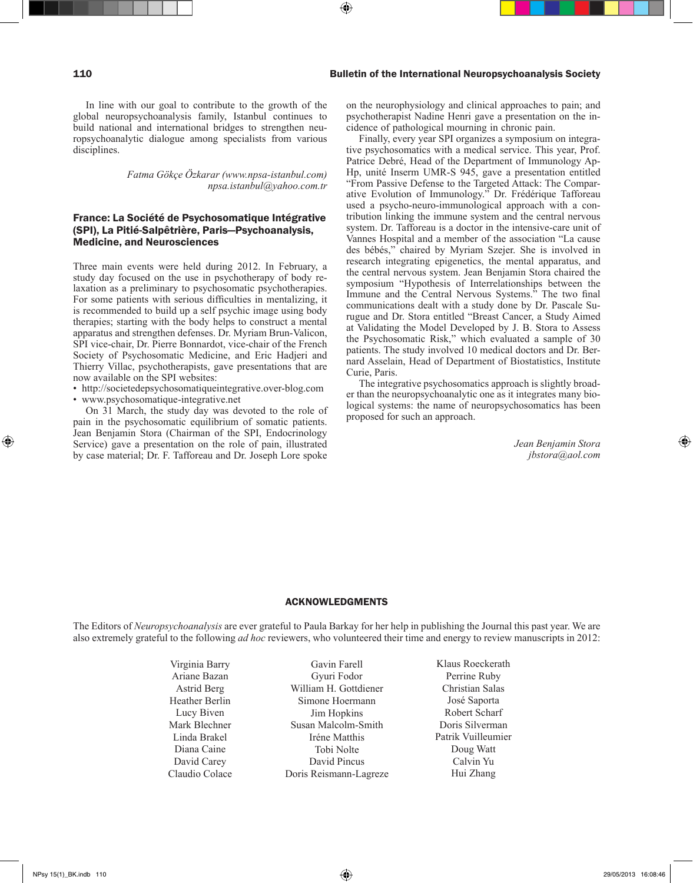In line with our goal to contribute to the growth of the global neuropsychoanalysis family, Istanbul continues to build national and international bridges to strengthen neuropsychoanalytic dialogue among specialists from various disciplines.

*Fatma Gökçe Özkarar (www.npsa-istanbul.com)*
*npsa.istanbul@yahoo.com.tr*

### France: La Société de Psychosomatique Intégrative (SPI), La Pitié-Salpêtrière, Paris—Psychoanalysis, Medicine, and Neurosciences

Three main events were held during 2012. In February, a study day focused on the use in psychotherapy of body relaxation as a preliminary to psychosomatic psychotherapies. For some patients with serious difficulties in mentalizing, it is recommended to build up a self psychic image using body therapies; starting with the body helps to construct a mental apparatus and strengthen defenses. Dr. Myriam Brun-Valicon, SPI vice-chair, Dr. Pierre Bonnardot, vice-chair of the French Society of Psychosomatic Medicine, and Eric Hadjeri and Thierry Villac, psychotherapists, gave presentations that are now available on the SPI websites:

- http://societedepsychosomatiqueintegrative.over-blog.com
- www.psychosomatique-integrative.net

On 31 March, the study day was devoted to the role of pain in the psychosomatic equilibrium of somatic patients. Jean Benjamin Stora (Chairman of the SPI, Endocrinology Service) gave a presentation on the role of pain, illustrated by case material; Dr. F. Tafforeau and Dr. Joseph Lore spoke on the neurophysiology and clinical approaches to pain; and psychotherapist Nadine Henri gave a presentation on the incidence of pathological mourning in chronic pain.

Finally, every year SPI organizes a symposium on integrative psychosomatics with a medical service. This year, Prof. Patrice Debré, Head of the Department of Immunology Ap-Hp, unité Inserm UMR-S 945, gave a presentation entitled "From Passive Defense to the Targeted Attack: The Comparative Evolution of Immunology." Dr. Frédérique Tafforeau used a psycho-neuro-immunological approach with a contribution linking the immune system and the central nervous system. Dr. Tafforeau is a doctor in the intensive-care unit of Vannes Hospital and a member of the association "La cause des bébés," chaired by Myriam Szejer. She is involved in research integrating epigenetics, the mental apparatus, and the central nervous system. Jean Benjamin Stora chaired the symposium "Hypothesis of Interrelationships between the Immune and the Central Nervous Systems." The two final communications dealt with a study done by Dr. Pascale Surugue and Dr. Stora entitled "Breast Cancer, a Study Aimed at Validating the Model Developed by J. B. Stora to Assess the Psychosomatic Risk," which evaluated a sample of 30 patients. The study involved 10 medical doctors and Dr. Bernard Asselain, Head of Department of Biostatistics, Institute Curie, Paris.

The integrative psychosomatics approach is slightly broader than the neuropsychoanalytic one as it integrates many biological systems: the name of neuropsychosomatics has been proposed for such an approach.

*Jean Benjamin Stora*
*jbstora@aol.com*

## ACKNOWLEDGMENTS

The Editors of *Neuropsychoanalysis* are ever grateful to Paula Barkay for her help in publishing the Journal this past year. We are also extremely grateful to the following *ad hoc* reviewers, who volunteered their time and energy to review manuscripts in 2012:

Virginia Barry
Ariane Bazan
Astrid Berg
Heather Berlin
Lucy Biven
Mark Blechner
Linda Brakel
Diana Caine
David Carey
Claudio Colace
Gavin Farell
Gyuri Fodor
William H. Gottdiener
Simone Hoermann
Jim Hopkins
Susan Malcolm-Smith
Iréne Matthis
Tobi Nolte
David Pincus
Doris Reismann-Lagreze
Klaus Roeckerath
Perrine Ruby
Christian Salas
José Saporta
Robert Scharf
Doris Silverman
Patrik Vuilleumier
Doug Watt
Calvin Yu
Hui Zhang